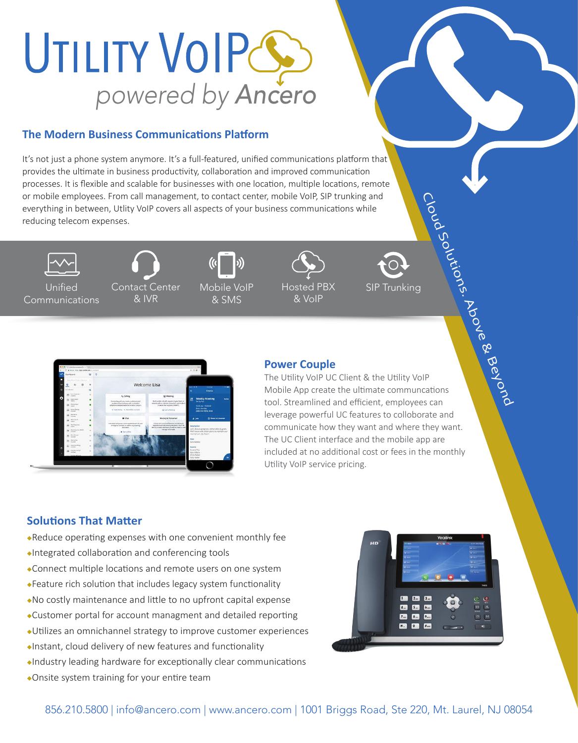# Utility VoIP

*powered by Ancero*

## The Modern Business Communications Platform

It's not just a phone system anymore. It's a full-featured, unified communications platform that provides the ultimate in business productivity, collaboration and improved communication processes. It is flexible and scalable for businesses with one location, multiple locations, remote or mobile employees. From call management, to contact center, mobile VoIP, SIP trunking and everything in between, Utlity VoIP covers all aspects of your business communications while reducing telecom expenses.

Cloud Solutions. Above & Beyond

- Unified Communications
- Contact Center & IVR
- Mobile VoIP & SMS
- Hosted PBX & VoIP
- SIP Trunking

## Power Couple

The Utility VoIP UC Client & the Utility VoIP Mobile App create the ultimate communcations tool. Streamlined and efficient, employees can leverage powerful UC features to colloborate and communicate how they want and where they want. The UC Client interface and the mobile app are included at no additional cost or fees in the monthly Utility VoIP service pricing.

## Solutions That Matter

- Reduce operating expenses with one convenient monthly fee
- Integrated collaboration and conferencing tools
- Connect multiple locations and remote users on one system
- Feature rich solution that includes legacy system functionality
- No costly maintenance and little to no upfront capital expense
- Customer portal for account managment and detailed reporting
- Utilizes an omnichannel strategy to improve customer experiences
- Instant, cloud delivery of new features and functionality
- Industry leading hardware for exceptionally clear communications
- Onsite system training for your entire team

856.210.5800 | info@ancero.com | www.ancero.com | 1001 Briggs Road, Ste 220, Mt. Laurel, NJ 08054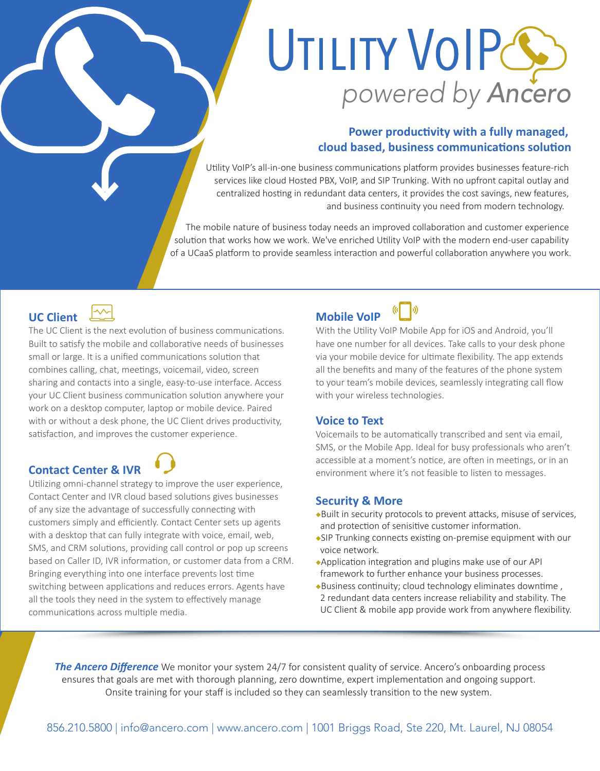# Utility VoIP

*powered by Ancero*

## Power productivity with a fully managed, cloud based, business communications solution

Utility VoIP's all-in-one business communications platform provides businesses feature-rich services like cloud Hosted PBX, VoIP, and SIP Trunking. With no upfront capital outlay and centralized hosting in redundant data centers, it provides the cost savings, new features, and business continuity you need from modern technology.

The mobile nature of business today needs an improved collaboration and customer experience solution that works how we work. We've enriched Utility VoIP with the modern end-user capability of a UCaaS platform to provide seamless interaction and powerful collaboration anywhere you work.

### UC Client

The UC Client is the next evolution of business communications. Built to satisfy the mobile and collaborative needs of businesses small or large. It is a unified communications solution that combines calling, chat, meetings, voicemail, video, screen sharing and contacts into a single, easy-to-use interface. Access your UC Client business communication solution anywhere your work on a desktop computer, laptop or mobile device. Paired with or without a desk phone, the UC Client drives productivity, satisfaction, and improves the customer experience.

### Contact Center & IVR

Utilizing omni-channel strategy to improve the user experience, Contact Center and IVR cloud based solutions gives businesses of any size the advantage of successfully connecting with customers simply and efficiently. Contact Center sets up agents with a desktop that can fully integrate with voice, email, web, SMS, and CRM solutions, providing call control or pop up screens based on Caller ID, IVR information, or customer data from a CRM. Bringing everything into one interface prevents lost time switching between applications and reduces errors. Agents have all the tools they need in the system to effectively manage communications across multiple media.

### Mobile VoIP

With the Utility VoIP Mobile App for iOS and Android, you'll have one number for all devices. Take calls to your desk phone via your mobile device for ultimate flexibility. The app extends all the benefits and many of the features of the phone system to your team's mobile devices, seamlessly integrating call flow with your wireless technologies.

### Voice to Text

Voicemails to be automatically transcribed and sent via email, SMS, or the Mobile App. Ideal for busy professionals who aren't accessible at a moment's notice, are often in meetings, or in an environment where it's not feasible to listen to messages.

### Security & More

- Built in security protocols to prevent attacks, misuse of services, and protection of senisitive customer information.
- SIP Trunking connects existing on-premise equipment with our voice network.
- Application integration and plugins make use of our API framework to further enhance your business processes.
- Business continuity; cloud technology eliminates downtime , 2 redundant data centers increase reliability and stability. The UC Client & mobile app provide work from anywhere flexibility.

***The Ancero Difference*** We monitor your system 24/7 for consistent quality of service. Ancero's onboarding process ensures that goals are met with thorough planning, zero downtime, expert implementation and ongoing support. Onsite training for your staff is included so they can seamlessly transition to the new system.

856.210.5800 | info@ancero.com | www.ancero.com | 1001 Briggs Road, Ste 220, Mt. Laurel, NJ 08054